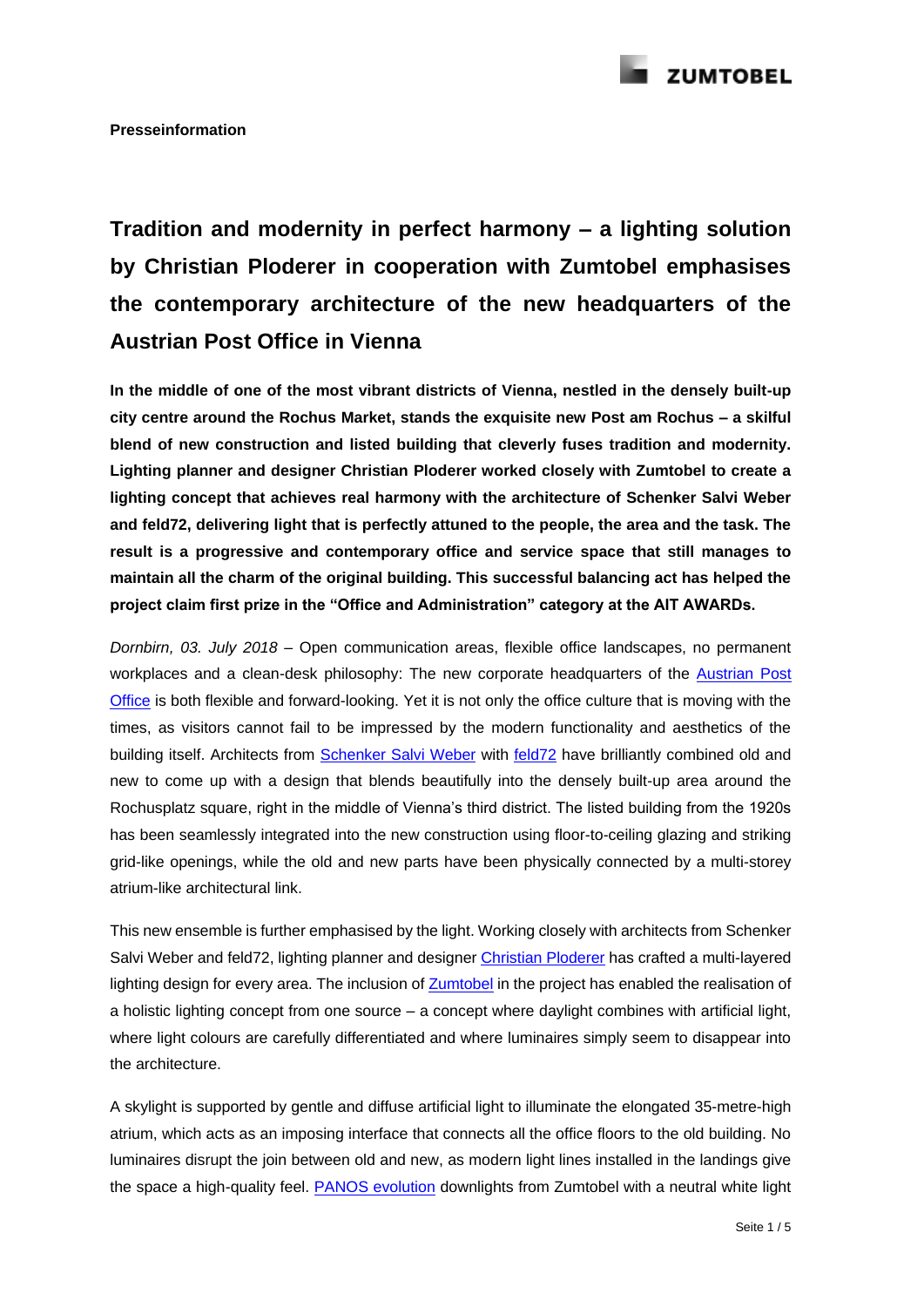**Presseinformation**

# Tradition and modernity in perfect harmony – a lighting solution by Christian Ploderer in cooperation with Zumtobel emphasises the contemporary architecture of the new headquarters of the Austrian Post Office in Vienna

**In the middle of one of the most vibrant districts of Vienna, nestled in the densely built-up city centre around the Rochus Market, stands the exquisite new Post am Rochus – a skilful blend of new construction and listed building that cleverly fuses tradition and modernity. Lighting planner and designer Christian Ploderer worked closely with Zumtobel to create a lighting concept that achieves real harmony with the architecture of Schenker Salvi Weber and feld72, delivering light that is perfectly attuned to the people, the area and the task. The result is a progressive and contemporary office and service space that still manages to maintain all the charm of the original building. This successful balancing act has helped the project claim first prize in the "Office and Administration" category at the AIT AWARDs.**

*Dornbirn, 03. July 2018* – Open communication areas, flexible office landscapes, no permanent workplaces and a clean-desk philosophy: The new corporate headquarters of the Austrian Post Office is both flexible and forward-looking. Yet it is not only the office culture that is moving with the times, as visitors cannot fail to be impressed by the modern functionality and aesthetics of the building itself. Architects from Schenker Salvi Weber with feld72 have brilliantly combined old and new to come up with a design that blends beautifully into the densely built-up area around the Rochusplatz square, right in the middle of Vienna's third district. The listed building from the 1920s has been seamlessly integrated into the new construction using floor-to-ceiling glazing and striking grid-like openings, while the old and new parts have been physically connected by a multi-storey atrium-like architectural link.

This new ensemble is further emphasised by the light. Working closely with architects from Schenker Salvi Weber and feld72, lighting planner and designer Christian Ploderer has crafted a multi-layered lighting design for every area. The inclusion of Zumtobel in the project has enabled the realisation of a holistic lighting concept from one source – a concept where daylight combines with artificial light, where light colours are carefully differentiated and where luminaires simply seem to disappear into the architecture.

A skylight is supported by gentle and diffuse artificial light to illuminate the elongated 35-metre-high atrium, which acts as an imposing interface that connects all the office floors to the old building. No luminaires disrupt the join between old and new, as modern light lines installed in the landings give the space a high-quality feel. PANOS evolution downlights from Zumtobel with a neutral white light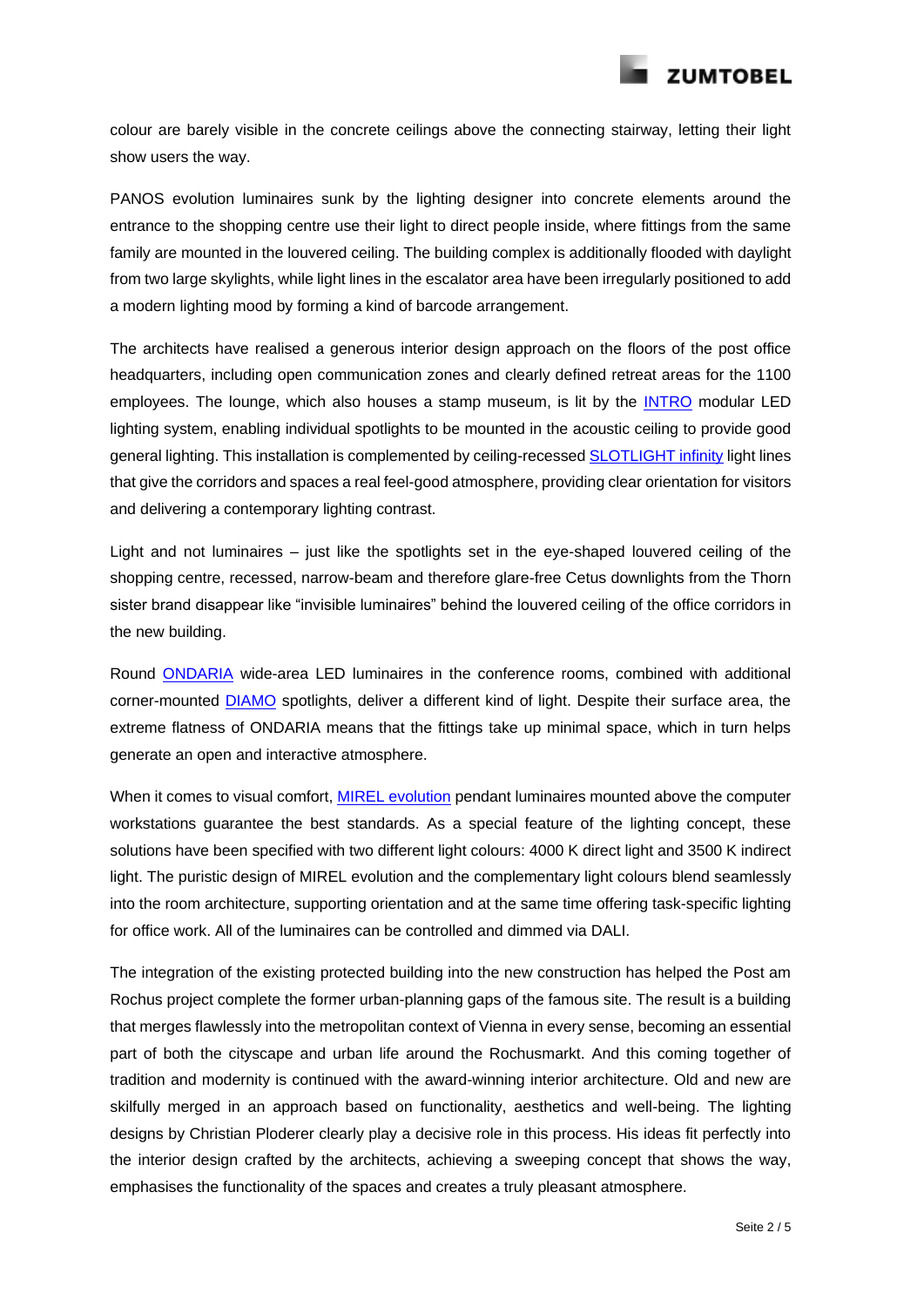colour are barely visible in the concrete ceilings above the connecting stairway, letting their light show users the way.

PANOS evolution luminaires sunk by the lighting designer into concrete elements around the entrance to the shopping centre use their light to direct people inside, where fittings from the same family are mounted in the louvered ceiling. The building complex is additionally flooded with daylight from two large skylights, while light lines in the escalator area have been irregularly positioned to add a modern lighting mood by forming a kind of barcode arrangement.

The architects have realised a generous interior design approach on the floors of the post office headquarters, including open communication zones and clearly defined retreat areas for the 1100 employees. The lounge, which also houses a stamp museum, is lit by the INTRO modular LED lighting system, enabling individual spotlights to be mounted in the acoustic ceiling to provide good general lighting. This installation is complemented by ceiling-recessed SLOTLIGHT infinity light lines that give the corridors and spaces a real feel-good atmosphere, providing clear orientation for visitors and delivering a contemporary lighting contrast.

Light and not luminaires – just like the spotlights set in the eye-shaped louvered ceiling of the shopping centre, recessed, narrow-beam and therefore glare-free Cetus downlights from the Thorn sister brand disappear like "invisible luminaires" behind the louvered ceiling of the office corridors in the new building.

Round ONDARIA wide-area LED luminaires in the conference rooms, combined with additional corner-mounted DIAMO spotlights, deliver a different kind of light. Despite their surface area, the extreme flatness of ONDARIA means that the fittings take up minimal space, which in turn helps generate an open and interactive atmosphere.

When it comes to visual comfort, MIREL evolution pendant luminaires mounted above the computer workstations guarantee the best standards. As a special feature of the lighting concept, these solutions have been specified with two different light colours: 4000 K direct light and 3500 K indirect light. The puristic design of MIREL evolution and the complementary light colours blend seamlessly into the room architecture, supporting orientation and at the same time offering task-specific lighting for office work. All of the luminaires can be controlled and dimmed via DALI.

The integration of the existing protected building into the new construction has helped the Post am Rochus project complete the former urban-planning gaps of the famous site. The result is a building that merges flawlessly into the metropolitan context of Vienna in every sense, becoming an essential part of both the cityscape and urban life around the Rochusmarkt. And this coming together of tradition and modernity is continued with the award-winning interior architecture. Old and new are skilfully merged in an approach based on functionality, aesthetics and well-being. The lighting designs by Christian Ploderer clearly play a decisive role in this process. His ideas fit perfectly into the interior design crafted by the architects, achieving a sweeping concept that shows the way, emphasises the functionality of the spaces and creates a truly pleasant atmosphere.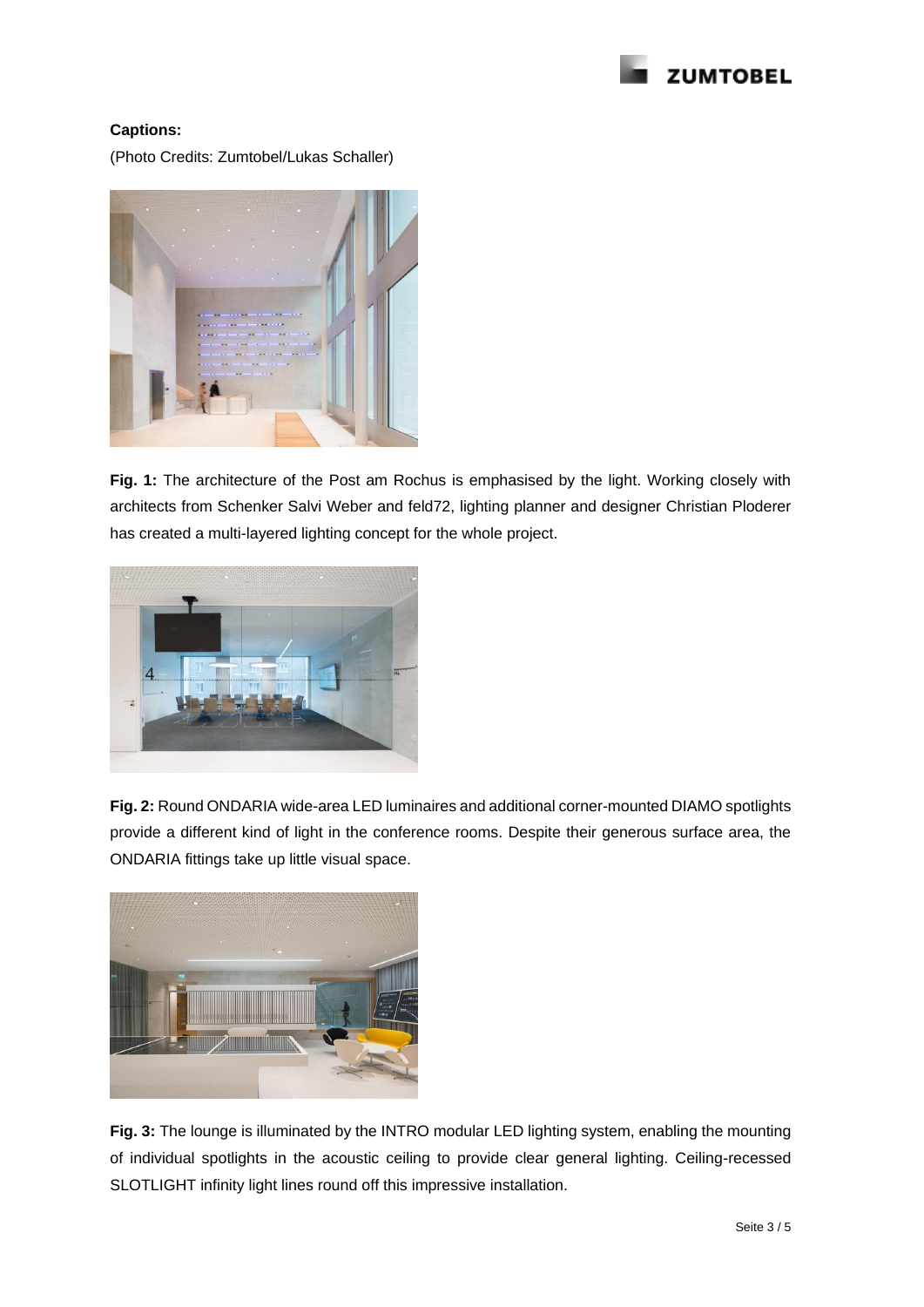**Captions:**

(Photo Credits: Zumtobel/Lukas Schaller)

**Fig. 1:** The architecture of the Post am Rochus is emphasised by the light. Working closely with architects from Schenker Salvi Weber and feld72, lighting planner and designer Christian Ploderer has created a multi-layered lighting concept for the whole project.

**Fig. 2:** Round ONDARIA wide-area LED luminaires and additional corner-mounted DIAMO spotlights provide a different kind of light in the conference rooms. Despite their generous surface area, the ONDARIA fittings take up little visual space.

**Fig. 3:** The lounge is illuminated by the INTRO modular LED lighting system, enabling the mounting of individual spotlights in the acoustic ceiling to provide clear general lighting. Ceiling-recessed SLOTLIGHT infinity light lines round off this impressive installation.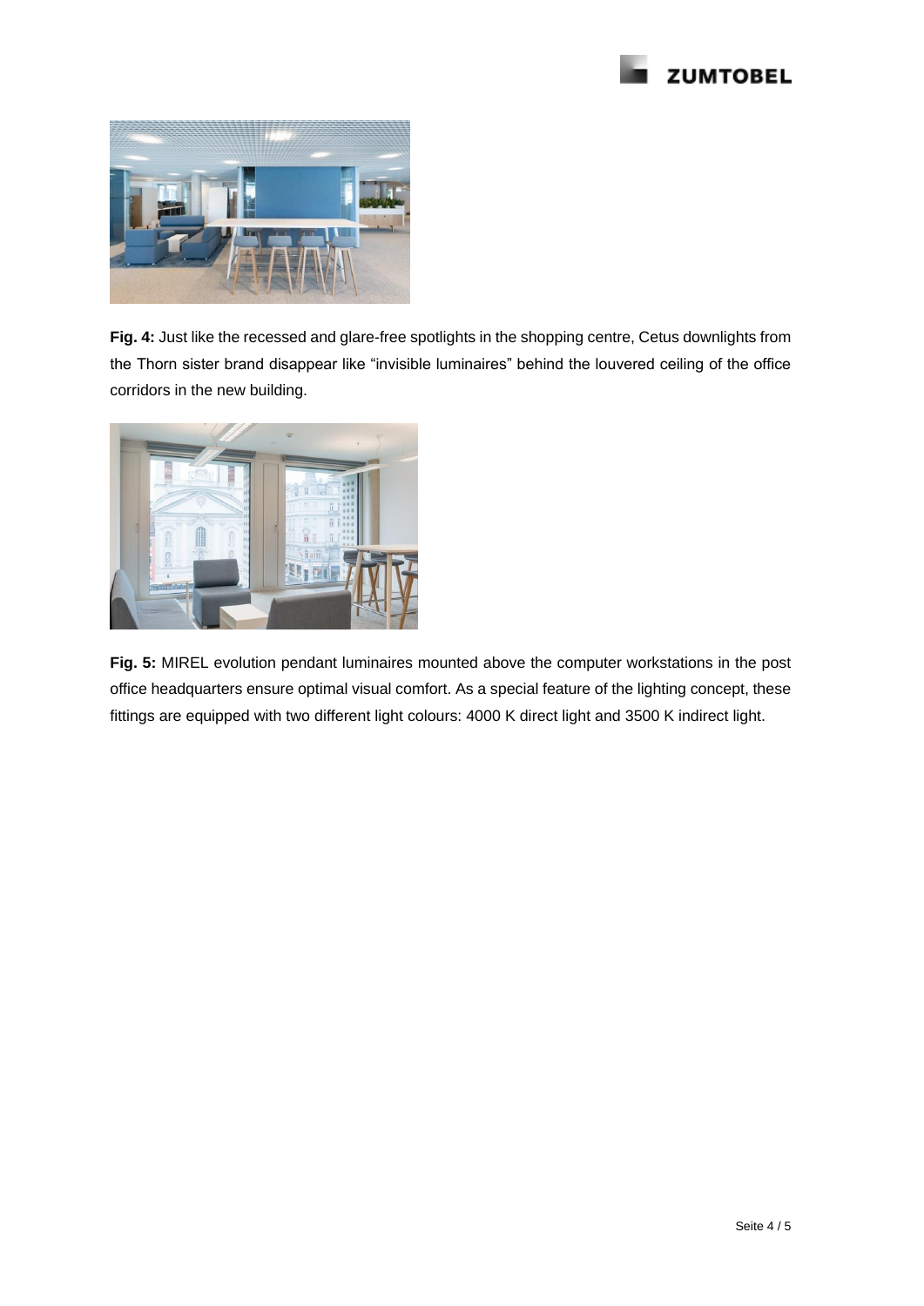**Fig. 4:** Just like the recessed and glare-free spotlights in the shopping centre, Cetus downlights from the Thorn sister brand disappear like "invisible luminaires" behind the louvered ceiling of the office corridors in the new building.

**Fig. 5:** MIREL evolution pendant luminaires mounted above the computer workstations in the post office headquarters ensure optimal visual comfort. As a special feature of the lighting concept, these fittings are equipped with two different light colours: 4000 K direct light and 3500 K indirect light.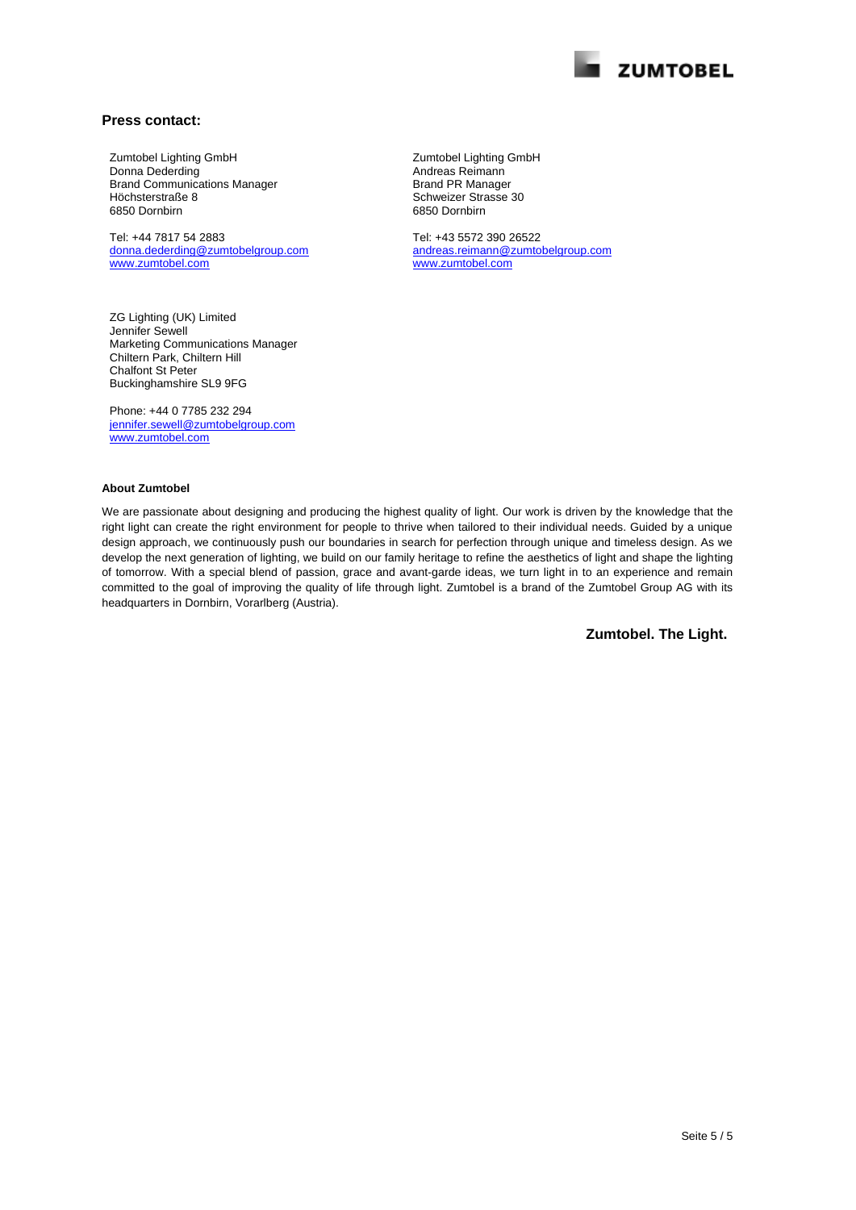### Press contact:

Zumtobel Lighting GmbH
Donna Dederding
Brand Communications Manager
Höchsterstraße 8
6850 Dornbirn

Tel: +44 7817 54 2883
donna.dederding@zumtobelgroup.com
www.zumtobel.com

Zumtobel Lighting GmbH
Andreas Reimann
Brand PR Manager
Schweizer Strasse 30
6850 Dornbirn

Tel: +43 5572 390 26522
andreas.reimann@zumtobelgroup.com
www.zumtobel.com

ZG Lighting (UK) Limited
Jennifer Sewell
Marketing Communications Manager
Chiltern Park, Chiltern Hill
Chalfont St Peter
Buckinghamshire SL9 9FG

Phone: +44 0 7785 232 294
jennifer.sewell@zumtobelgroup.com
www.zumtobel.com

**About Zumtobel**

We are passionate about designing and producing the highest quality of light. Our work is driven by the knowledge that the right light can create the right environment for people to thrive when tailored to their individual needs. Guided by a unique design approach, we continuously push our boundaries in search for perfection through unique and timeless design. As we develop the next generation of lighting, we build on our family heritage to refine the aesthetics of light and shape the lighting of tomorrow. With a special blend of passion, grace and avant-garde ideas, we turn light in to an experience and remain committed to the goal of improving the quality of life through light. Zumtobel is a brand of the Zumtobel Group AG with its headquarters in Dornbirn, Vorarlberg (Austria).

**Zumtobel. The Light.**